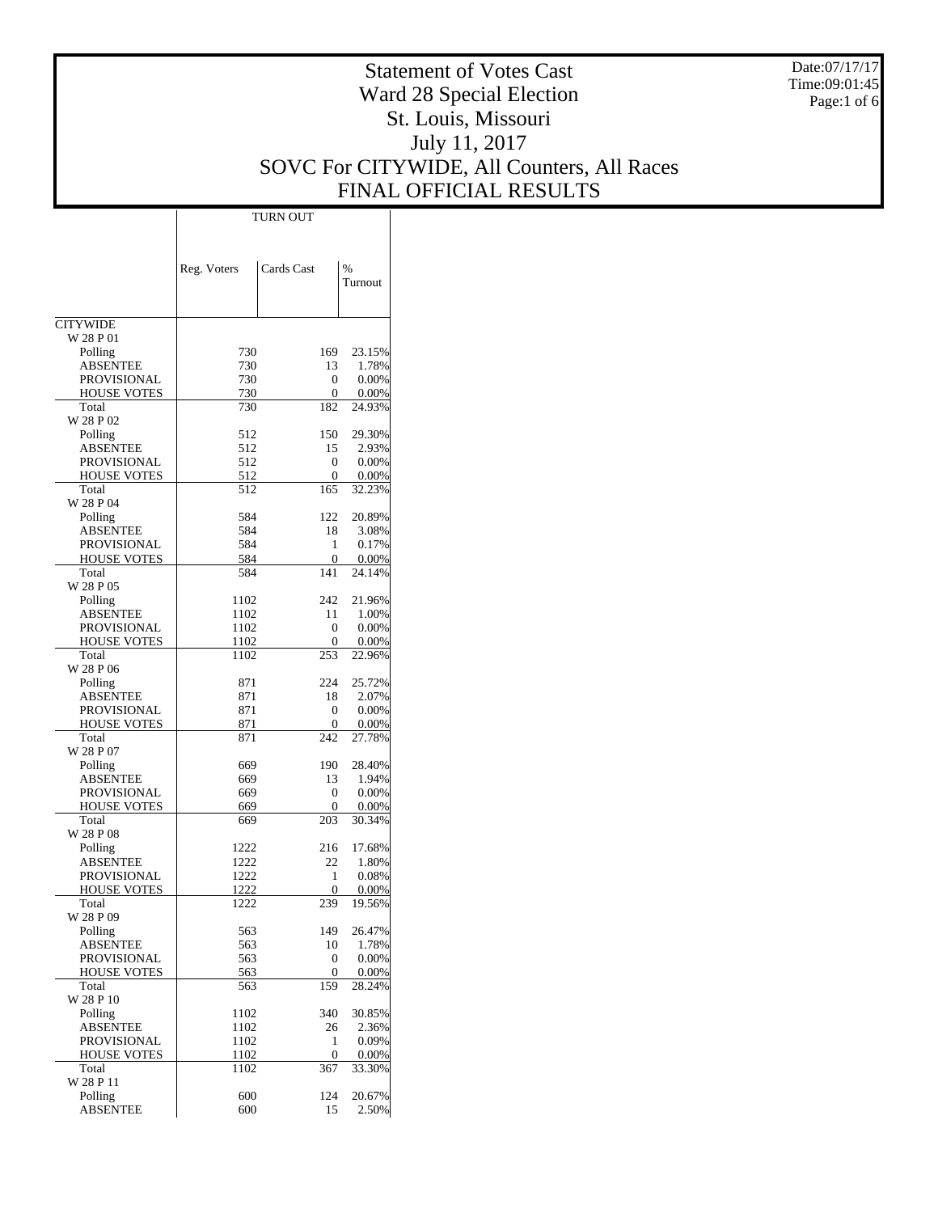# Statement of Votes Cast
# Ward 28 Special Election
# St. Louis, Missouri
# July 11, 2017
# SOVC For CITYWIDE, All Counters, All Races
# FINAL OFFICIAL RESULTS

Date:07/17/17
Time:09:01:45

| | TURN OUT | | |
|---|---|---|---|
| | Reg. Voters | Cards Cast | % Turnout |
| CITYWIDE | | | |
| W 28 P 01 | | | |
| Polling | 730 | 169 | 23.15% |
| ABSENTEE | 730 | 13 | 1.78% |
| PROVISIONAL | 730 | 0 | 0.00% |
| HOUSE VOTES | 730 | 0 | 0.00% |
| Total | 730 | 182 | 24.93% |
| W 28 P 02 | | | |
| Polling | 512 | 150 | 29.30% |
| ABSENTEE | 512 | 15 | 2.93% |
| PROVISIONAL | 512 | 0 | 0.00% |
| HOUSE VOTES | 512 | 0 | 0.00% |
| Total | 512 | 165 | 32.23% |
| W 28 P 04 | | | |
| Polling | 584 | 122 | 20.89% |
| ABSENTEE | 584 | 18 | 3.08% |
| PROVISIONAL | 584 | 1 | 0.17% |
| HOUSE VOTES | 584 | 0 | 0.00% |
| Total | 584 | 141 | 24.14% |
| W 28 P 05 | | | |
| Polling | 1102 | 242 | 21.96% |
| ABSENTEE | 1102 | 11 | 1.00% |
| PROVISIONAL | 1102 | 0 | 0.00% |
| HOUSE VOTES | 1102 | 0 | 0.00% |
| Total | 1102 | 253 | 22.96% |
| W 28 P 06 | | | |
| Polling | 871 | 224 | 25.72% |
| ABSENTEE | 871 | 18 | 2.07% |
| PROVISIONAL | 871 | 0 | 0.00% |
| HOUSE VOTES | 871 | 0 | 0.00% |
| Total | 871 | 242 | 27.78% |
| W 28 P 07 | | | |
| Polling | 669 | 190 | 28.40% |
| ABSENTEE | 669 | 13 | 1.94% |
| PROVISIONAL | 669 | 0 | 0.00% |
| HOUSE VOTES | 669 | 0 | 0.00% |
| Total | 669 | 203 | 30.34% |
| W 28 P 08 | | | |
| Polling | 1222 | 216 | 17.68% |
| ABSENTEE | 1222 | 22 | 1.80% |
| PROVISIONAL | 1222 | 1 | 0.08% |
| HOUSE VOTES | 1222 | 0 | 0.00% |
| Total | 1222 | 239 | 19.56% |
| W 28 P 09 | | | |
| Polling | 563 | 149 | 26.47% |
| ABSENTEE | 563 | 10 | 1.78% |
| PROVISIONAL | 563 | 0 | 0.00% |
| HOUSE VOTES | 563 | 0 | 0.00% |
| Total | 563 | 159 | 28.24% |
| W 28 P 10 | | | |
| Polling | 1102 | 340 | 30.85% |
| ABSENTEE | 1102 | 26 | 2.36% |
| PROVISIONAL | 1102 | 1 | 0.09% |
| HOUSE VOTES | 1102 | 0 | 0.00% |
| Total | 1102 | 367 | 33.30% |
| W 28 P 11 | | | |
| Polling | 600 | 124 | 20.67% |
| ABSENTEE | 600 | 15 | 2.50% |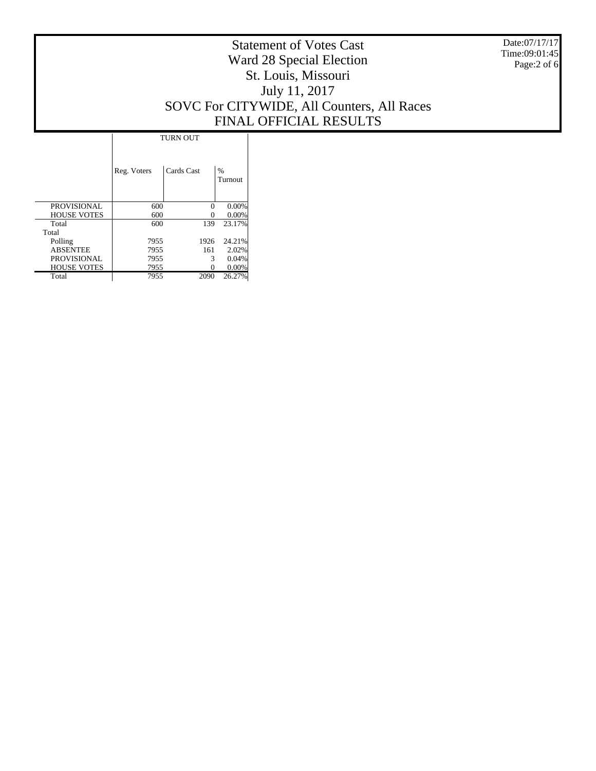# Statement of Votes Cast
## Ward 28 Special Election
## St. Louis, Missouri
## July 11, 2017
## SOVC For CITYWIDE, All Counters, All Races
## FINAL OFFICIAL RESULTS

Date:07/17/17
Time:09:01:45

| | TURN OUT | | |
|---|---|---|---|
| | Reg. Voters | Cards Cast | % Turnout |
| PROVISIONAL | 600 | 0 | 0.00% |
| HOUSE VOTES | 600 | 0 | 0.00% |
| Total | 600 | 139 | 23.17% |
| Total | | | |
| Polling | 7955 | 1926 | 24.21% |
| ABSENTEE | 7955 | 161 | 2.02% |
| PROVISIONAL | 7955 | 3 | 0.04% |
| HOUSE VOTES | 7955 | 0 | 0.00% |
| Total | 7955 | 2090 | 26.27% |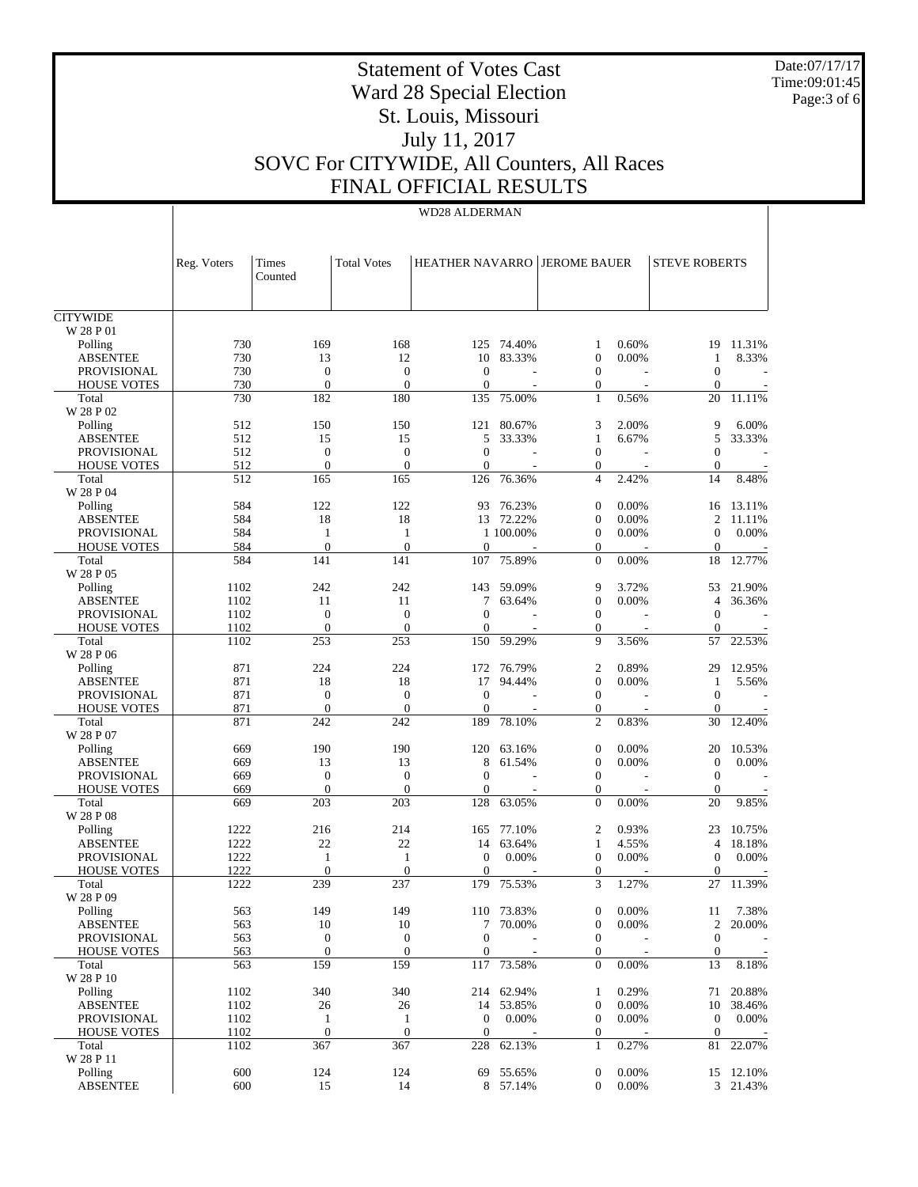# Statement of Votes Cast
## Ward 28 Special Election
## St. Louis, Missouri
## July 11, 2017
## SOVC For CITYWIDE, All Counters, All Races
## FINAL OFFICIAL RESULTS

Date:07/17/17
Time:09:01:45

WD28 ALDERMAN

| | Reg. Voters | Times Counted | Total Votes | HEATHER NAVARRO | | JEROME BAUER | | STEVE ROBERTS | |
|---|---|---|---|---|---|---|---|---|---|
| CITYWIDE | | | | | | | | | |
| W 28 P 01 | | | | | | | | | |
| Polling | 730 | 169 | 168 | 125 | 74.40% | 1 | 0.60% | 19 | 11.31% |
| ABSENTEE | 730 | 13 | 12 | 10 | 83.33% | 0 | 0.00% | 1 | 8.33% |
| PROVISIONAL | 730 | 0 | 0 | 0 | - | 0 | - | 0 | - |
| HOUSE VOTES | 730 | 0 | 0 | 0 | - | 0 | - | 0 | - |
| Total | 730 | 182 | 180 | 135 | 75.00% | 1 | 0.56% | 20 | 11.11% |
| W 28 P 02 | | | | | | | | | |
| Polling | 512 | 150 | 150 | 121 | 80.67% | 3 | 2.00% | 9 | 6.00% |
| ABSENTEE | 512 | 15 | 15 | 5 | 33.33% | 1 | 6.67% | 5 | 33.33% |
| PROVISIONAL | 512 | 0 | 0 | 0 | - | 0 | - | 0 | - |
| HOUSE VOTES | 512 | 0 | 0 | 0 | - | 0 | - | 0 | - |
| Total | 512 | 165 | 165 | 126 | 76.36% | 4 | 2.42% | 14 | 8.48% |
| W 28 P 04 | | | | | | | | | |
| Polling | 584 | 122 | 122 | 93 | 76.23% | 0 | 0.00% | 16 | 13.11% |
| ABSENTEE | 584 | 18 | 18 | 13 | 72.22% | 0 | 0.00% | 2 | 11.11% |
| PROVISIONAL | 584 | 1 | 1 | 1 | 100.00% | 0 | 0.00% | 0 | 0.00% |
| HOUSE VOTES | 584 | 0 | 0 | 0 | - | 0 | - | 0 | - |
| Total | 584 | 141 | 141 | 107 | 75.89% | 0 | 0.00% | 18 | 12.77% |
| W 28 P 05 | | | | | | | | | |
| Polling | 1102 | 242 | 242 | 143 | 59.09% | 9 | 3.72% | 53 | 21.90% |
| ABSENTEE | 1102 | 11 | 11 | 7 | 63.64% | 0 | 0.00% | 4 | 36.36% |
| PROVISIONAL | 1102 | 0 | 0 | 0 | - | 0 | - | 0 | - |
| HOUSE VOTES | 1102 | 0 | 0 | 0 | - | 0 | - | 0 | - |
| Total | 1102 | 253 | 253 | 150 | 59.29% | 9 | 3.56% | 57 | 22.53% |
| W 28 P 06 | | | | | | | | | |
| Polling | 871 | 224 | 224 | 172 | 76.79% | 2 | 0.89% | 29 | 12.95% |
| ABSENTEE | 871 | 18 | 18 | 17 | 94.44% | 0 | 0.00% | 1 | 5.56% |
| PROVISIONAL | 871 | 0 | 0 | 0 | - | 0 | - | 0 | - |
| HOUSE VOTES | 871 | 0 | 0 | 0 | - | 0 | - | 0 | - |
| Total | 871 | 242 | 242 | 189 | 78.10% | 2 | 0.83% | 30 | 12.40% |
| W 28 P 07 | | | | | | | | | |
| Polling | 669 | 190 | 190 | 120 | 63.16% | 0 | 0.00% | 20 | 10.53% |
| ABSENTEE | 669 | 13 | 13 | 8 | 61.54% | 0 | 0.00% | 0 | 0.00% |
| PROVISIONAL | 669 | 0 | 0 | 0 | - | 0 | - | 0 | - |
| HOUSE VOTES | 669 | 0 | 0 | 0 | - | 0 | - | 0 | - |
| Total | 669 | 203 | 203 | 128 | 63.05% | 0 | 0.00% | 20 | 9.85% |
| W 28 P 08 | | | | | | | | | |
| Polling | 1222 | 216 | 214 | 165 | 77.10% | 2 | 0.93% | 23 | 10.75% |
| ABSENTEE | 1222 | 22 | 22 | 14 | 63.64% | 1 | 4.55% | 4 | 18.18% |
| PROVISIONAL | 1222 | 1 | 1 | 0 | 0.00% | 0 | 0.00% | 0 | 0.00% |
| HOUSE VOTES | 1222 | 0 | 0 | 0 | - | 0 | - | 0 | - |
| Total | 1222 | 239 | 237 | 179 | 75.53% | 3 | 1.27% | 27 | 11.39% |
| W 28 P 09 | | | | | | | | | |
| Polling | 563 | 149 | 149 | 110 | 73.83% | 0 | 0.00% | 11 | 7.38% |
| ABSENTEE | 563 | 10 | 10 | 7 | 70.00% | 0 | 0.00% | 2 | 20.00% |
| PROVISIONAL | 563 | 0 | 0 | 0 | - | 0 | - | 0 | - |
| HOUSE VOTES | 563 | 0 | 0 | 0 | - | 0 | - | 0 | - |
| Total | 563 | 159 | 159 | 117 | 73.58% | 0 | 0.00% | 13 | 8.18% |
| W 28 P 10 | | | | | | | | | |
| Polling | 1102 | 340 | 340 | 214 | 62.94% | 1 | 0.29% | 71 | 20.88% |
| ABSENTEE | 1102 | 26 | 26 | 14 | 53.85% | 0 | 0.00% | 10 | 38.46% |
| PROVISIONAL | 1102 | 1 | 1 | 0 | 0.00% | 0 | 0.00% | 0 | 0.00% |
| HOUSE VOTES | 1102 | 0 | 0 | 0 | - | 0 | - | 0 | - |
| Total | 1102 | 367 | 367 | 228 | 62.13% | 1 | 0.27% | 81 | 22.07% |
| W 28 P 11 | | | | | | | | | |
| Polling | 600 | 124 | 124 | 69 | 55.65% | 0 | 0.00% | 15 | 12.10% |
| ABSENTEE | 600 | 15 | 14 | 8 | 57.14% | 0 | 0.00% | 3 | 21.43% |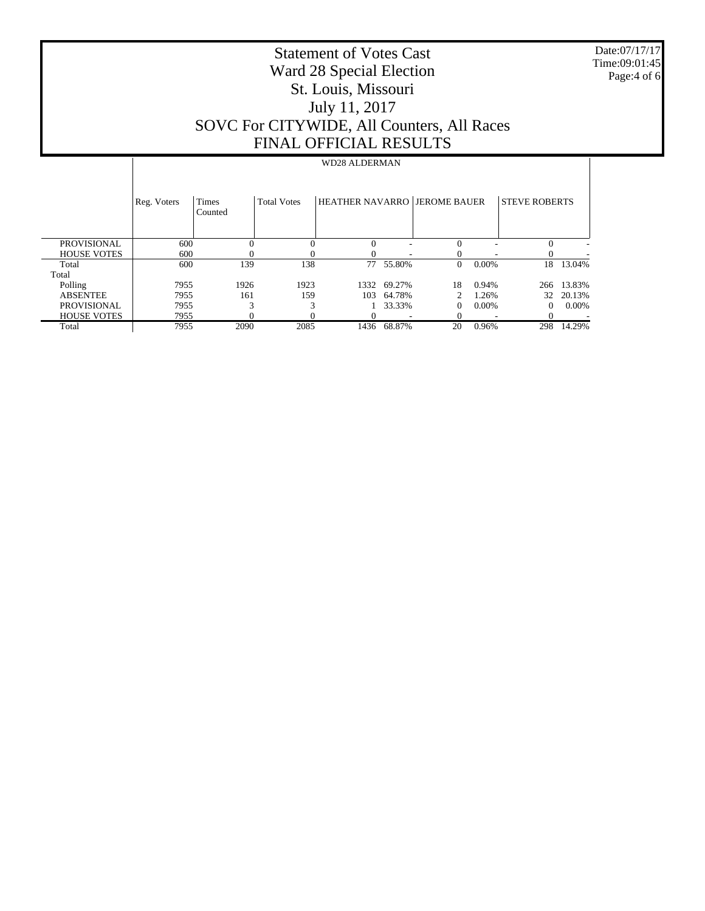# Statement of Votes Cast
# Ward 28 Special Election
# St. Louis, Missouri
# July 11, 2017
# SOVC For CITYWIDE, All Counters, All Races
# FINAL OFFICIAL RESULTS

Date:07/17/17
Time:09:01:45

| | WD28 ALDERMAN | | | | | | | | |
|---|---|---|---|---|---|---|---|---|---|
| | Reg. Voters | Times Counted | Total Votes | HEATHER NAVARRO | | JEROME BAUER | | STEVE ROBERTS | |
| PROVISIONAL | 600 | 0 | 0 | 0 | - | 0 | - | 0 | - |
| HOUSE VOTES | 600 | 0 | 0 | 0 | - | 0 | - | 0 | - |
| Total | 600 | 139 | 138 | 77 | 55.80% | 0 | 0.00% | 18 | 13.04% |
| Total | | | | | | | | | |
| Polling | 7955 | 1926 | 1923 | 1332 | 69.27% | 18 | 0.94% | 266 | 13.83% |
| ABSENTEE | 7955 | 161 | 159 | 103 | 64.78% | 2 | 1.26% | 32 | 20.13% |
| PROVISIONAL | 7955 | 3 | 3 | 1 | 33.33% | 0 | 0.00% | 0 | 0.00% |
| HOUSE VOTES | 7955 | 0 | 0 | 0 | - | 0 | - | 0 | - |
| Total | 7955 | 2090 | 2085 | 1436 | 68.87% | 20 | 0.96% | 298 | 14.29% |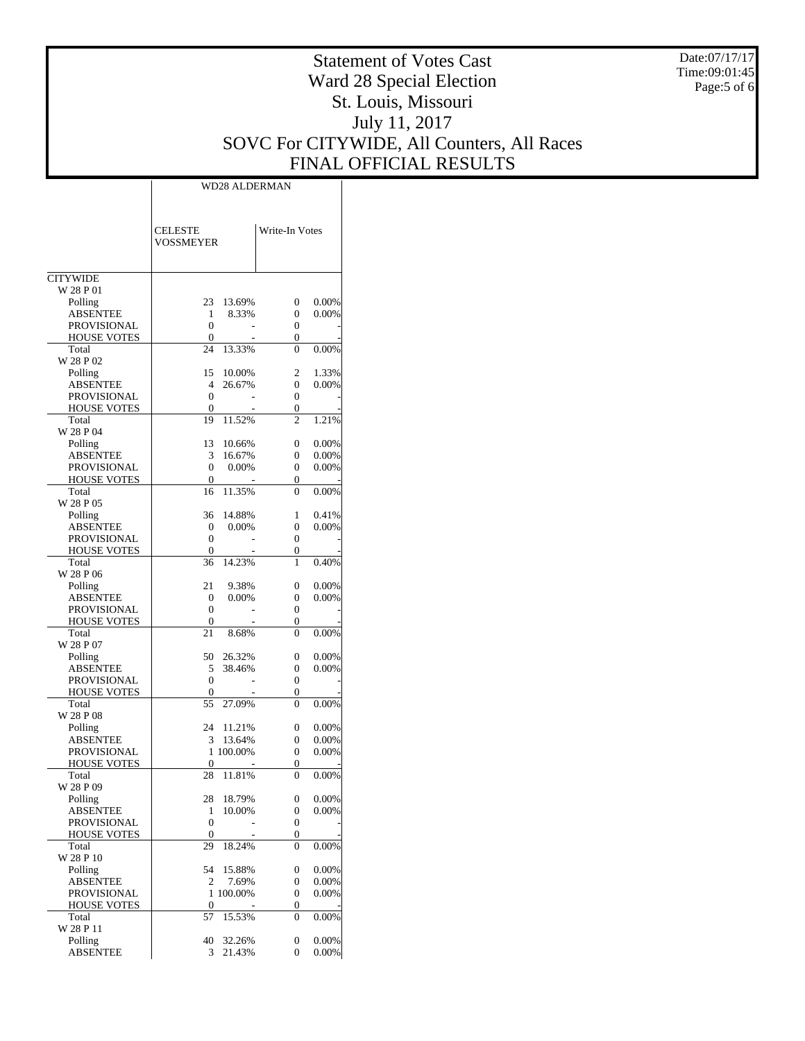# Statement of Votes Cast
## Ward 28 Special Election
## St. Louis, Missouri
## July 11, 2017
## SOVC For CITYWIDE, All Counters, All Races
## FINAL OFFICIAL RESULTS

Date:07/17/17
Time:09:01:45

| | WD28 ALDERMAN | | | |
|---|---|---|---|---|
| | CELESTE VOSSMEYER | | Write-In Votes | |
| CITYWIDE | | | | |
| W 28 P 01 | | | | |
| Polling | 23 | 13.69% | 0 | 0.00% |
| ABSENTEE | 1 | 8.33% | 0 | 0.00% |
| PROVISIONAL | 0 | - | 0 | - |
| HOUSE VOTES | 0 | - | 0 | - |
| Total | 24 | 13.33% | 0 | 0.00% |
| W 28 P 02 | | | | |
| Polling | 15 | 10.00% | 2 | 1.33% |
| ABSENTEE | 4 | 26.67% | 0 | 0.00% |
| PROVISIONAL | 0 | - | 0 | - |
| HOUSE VOTES | 0 | - | 0 | - |
| Total | 19 | 11.52% | 2 | 1.21% |
| W 28 P 04 | | | | |
| Polling | 13 | 10.66% | 0 | 0.00% |
| ABSENTEE | 3 | 16.67% | 0 | 0.00% |
| PROVISIONAL | 0 | 0.00% | 0 | 0.00% |
| HOUSE VOTES | 0 | - | 0 | - |
| Total | 16 | 11.35% | 0 | 0.00% |
| W 28 P 05 | | | | |
| Polling | 36 | 14.88% | 1 | 0.41% |
| ABSENTEE | 0 | 0.00% | 0 | 0.00% |
| PROVISIONAL | 0 | - | 0 | - |
| HOUSE VOTES | 0 | - | 0 | - |
| Total | 36 | 14.23% | 1 | 0.40% |
| W 28 P 06 | | | | |
| Polling | 21 | 9.38% | 0 | 0.00% |
| ABSENTEE | 0 | 0.00% | 0 | 0.00% |
| PROVISIONAL | 0 | - | 0 | - |
| HOUSE VOTES | 0 | - | 0 | - |
| Total | 21 | 8.68% | 0 | 0.00% |
| W 28 P 07 | | | | |
| Polling | 50 | 26.32% | 0 | 0.00% |
| ABSENTEE | 5 | 38.46% | 0 | 0.00% |
| PROVISIONAL | 0 | - | 0 | - |
| HOUSE VOTES | 0 | - | 0 | - |
| Total | 55 | 27.09% | 0 | 0.00% |
| W 28 P 08 | | | | |
| Polling | 24 | 11.21% | 0 | 0.00% |
| ABSENTEE | 3 | 13.64% | 0 | 0.00% |
| PROVISIONAL | 1 | 100.00% | 0 | 0.00% |
| HOUSE VOTES | 0 | - | 0 | - |
| Total | 28 | 11.81% | 0 | 0.00% |
| W 28 P 09 | | | | |
| Polling | 28 | 18.79% | 0 | 0.00% |
| ABSENTEE | 1 | 10.00% | 0 | 0.00% |
| PROVISIONAL | 0 | - | 0 | - |
| HOUSE VOTES | 0 | - | 0 | - |
| Total | 29 | 18.24% | 0 | 0.00% |
| W 28 P 10 | | | | |
| Polling | 54 | 15.88% | 0 | 0.00% |
| ABSENTEE | 2 | 7.69% | 0 | 0.00% |
| PROVISIONAL | 1 | 100.00% | 0 | 0.00% |
| HOUSE VOTES | 0 | - | 0 | - |
| Total | 57 | 15.53% | 0 | 0.00% |
| W 28 P 11 | | | | |
| Polling | 40 | 32.26% | 0 | 0.00% |
| ABSENTEE | 3 | 21.43% | 0 | 0.00% |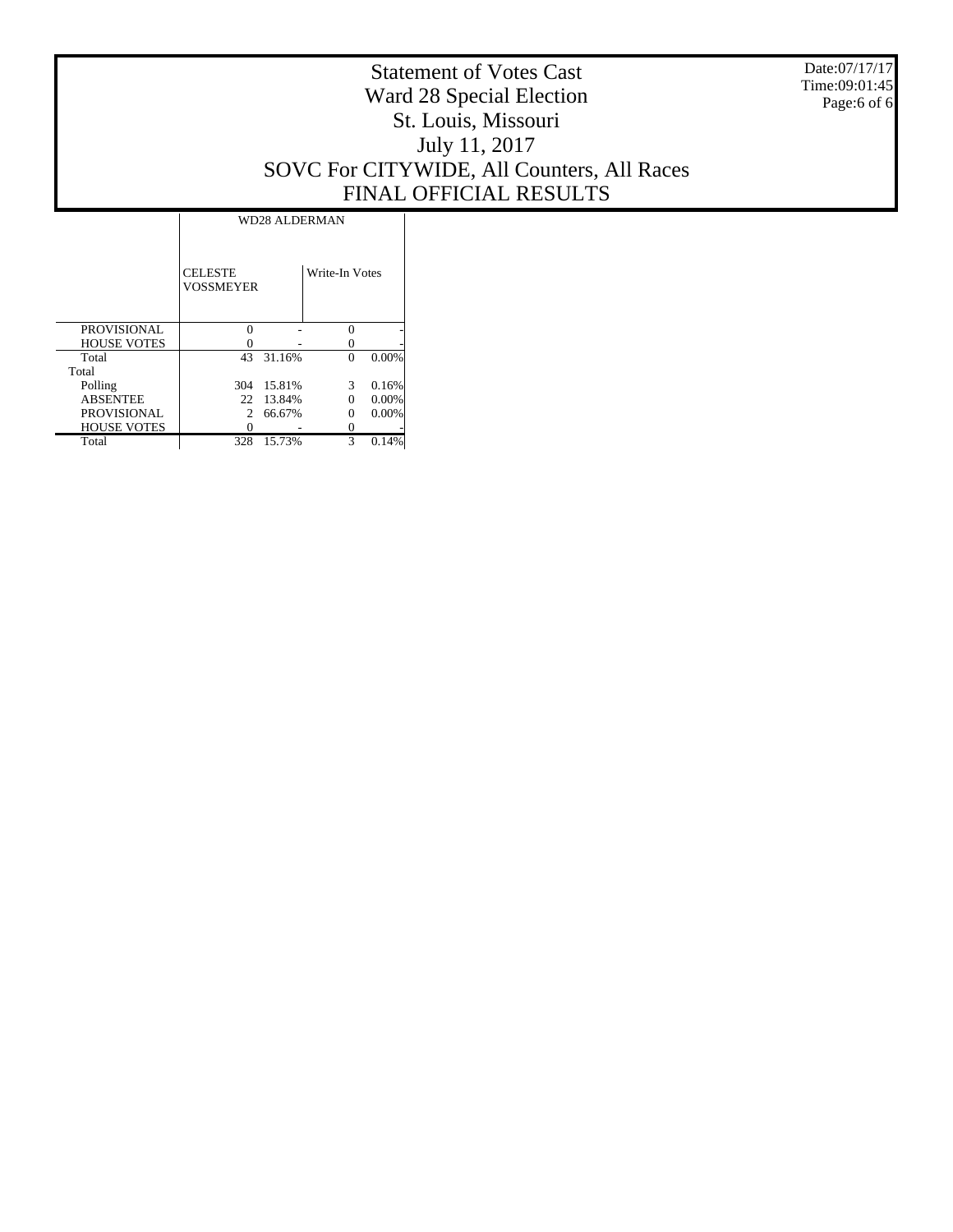# Statement of Votes Cast
# Ward 28 Special Election
# St. Louis, Missouri
# July 11, 2017
# SOVC For CITYWIDE, All Counters, All Races
# FINAL OFFICIAL RESULTS

Date:07/17/17
Time:09:01:45

| | WD28 ALDERMAN | | | |
|---|---|---|---|---|
| | CELESTE VOSSMEYER | | Write-In Votes | |
| PROVISIONAL | 0 | - | 0 | - |
| HOUSE VOTES | 0 | - | 0 | - |
| Total | 43 | 31.16% | 0 | 0.00% |
| Total | | | | |
| Polling | 304 | 15.81% | 3 | 0.16% |
| ABSENTEE | 22 | 13.84% | 0 | 0.00% |
| PROVISIONAL | 2 | 66.67% | 0 | 0.00% |
| HOUSE VOTES | 0 | - | 0 | - |
| Total | 328 | 15.73% | 3 | 0.14% |